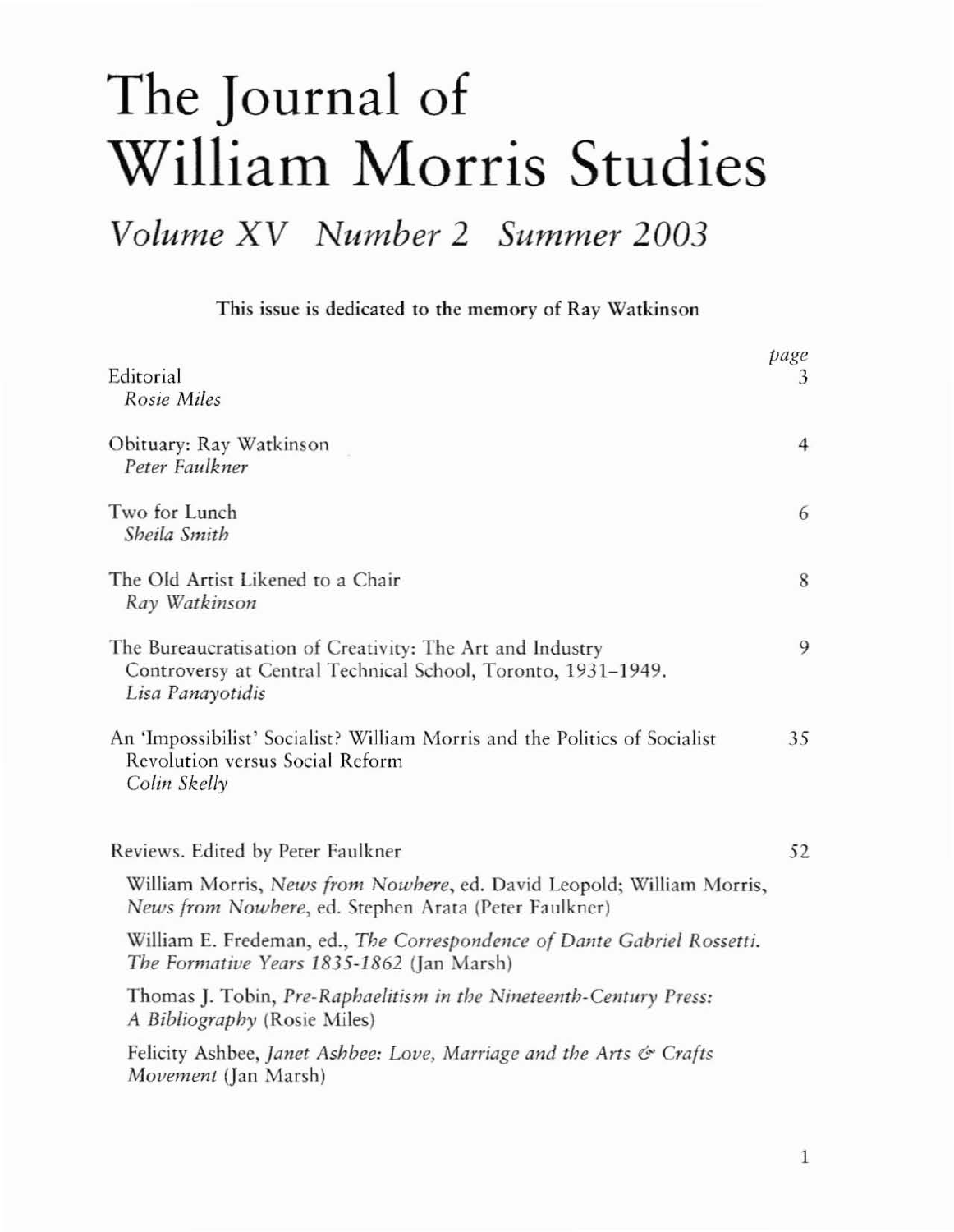# The Journal of William Morris Studies

## *Volume XV Number 2 Summer 2003*

This issue is dedicated to the memory of Ray Watkinson

| | *page* |
|---|---|
| Editorial<br>*Rosie Miles* | 3 |
| Obituary: Ray Watkinson<br>*Peter Faulkner* | 4 |
| Two for Lunch<br>*Sheila Smith* | 6 |
| The Old Artist Likened to a Chair<br>*Ray Watkinson* | 8 |
| The Bureaucratisation of Creativity: The Art and Industry Controversy at Central Technical School, Toronto, 1931–1949.<br>*Lisa Panayotidis* | 9 |
| An 'Impossibilist' Socialist? William Morris and the Politics of Socialist Revolution versus Social Reform<br>*Colin Skelly* | 35 |
| Reviews. Edited by Peter Faulkner | 52 |

William Morris, *News from Nowhere*, ed. David Leopold; William Morris, *News from Nowhere*, ed. Stephen Arata (Peter Faulkner)

William E. Fredeman, ed., *The Correspondence of Dante Gabriel Rossetti. The Formative Years 1835-1862* (Jan Marsh)

Thomas J. Tobin, *Pre-Raphaelitism in the Nineteenth-Century Press: A Bibliography* (Rosie Miles)

Felicity Ashbee, *Janet Ashbee: Love, Marriage and the Arts & Crafts Movement* (Jan Marsh)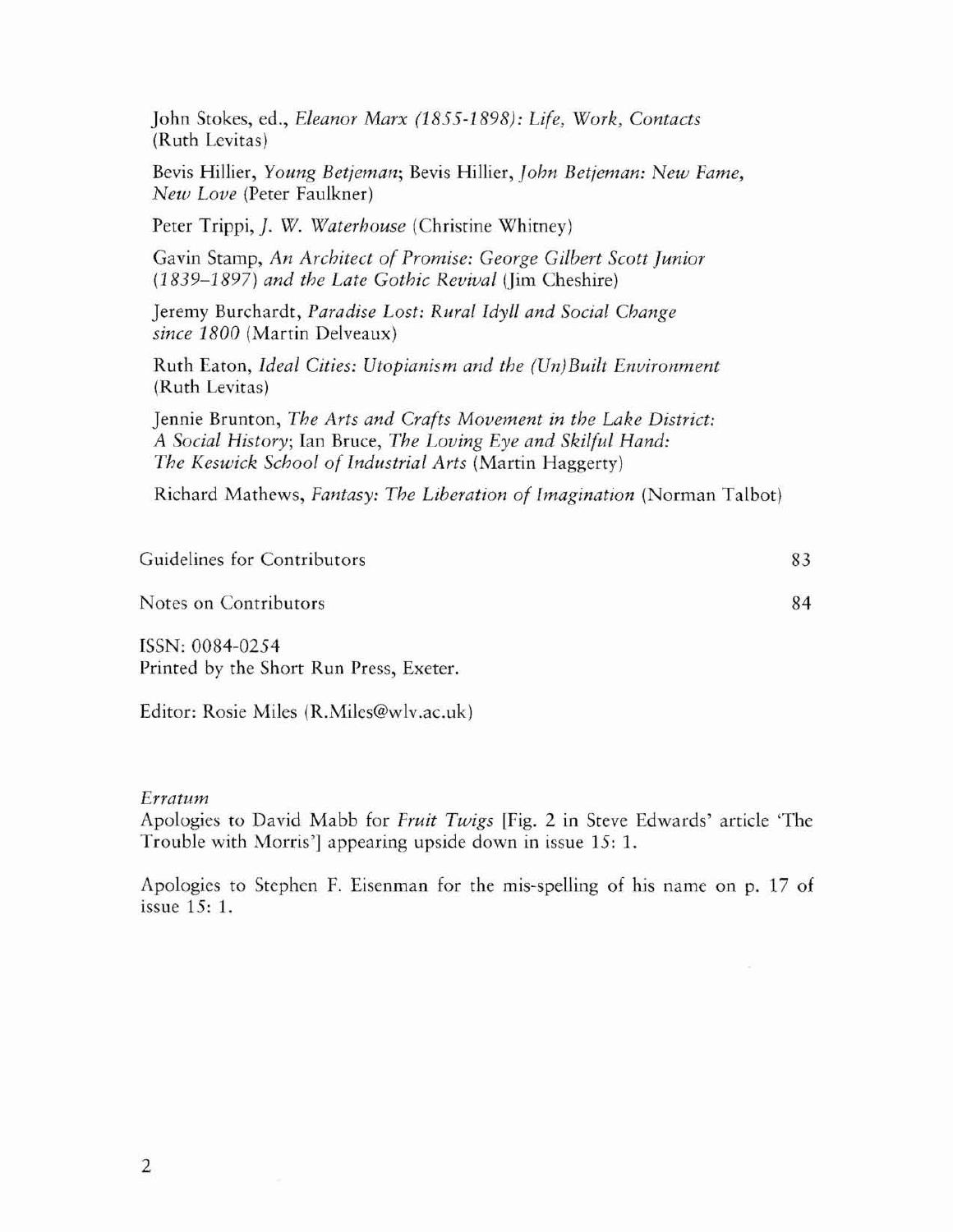John Stokes, ed., *Eleanor Marx (1855-1898): Life, Work, Contacts* (Ruth Levitas)

Bevis Hillier, *Young Betjeman*; Bevis Hillier, *John Betjeman: New Fame, New Love* (Peter Faulkner)

Peter Trippi, *J. W. Waterhouse* (Christine Whitney)

Gavin Stamp, *An Architect of Promise: George Gilbert Scott Junior (1839–1897) and the Late Gothic Revival* (Jim Cheshire)

Jeremy Burchardt, *Paradise Lost: Rural Idyll and Social Change since 1800* (Martin Delveaux)

Ruth Eaton, *Ideal Cities: Utopianism and the (Un)Built Environment* (Ruth Levitas)

Jennie Brunton, *The Arts and Crafts Movement in the Lake District: A Social History*; Ian Bruce, *The Loving Eye and Skilful Hand: The Keswick School of Industrial Arts* (Martin Haggerty)

Richard Mathews, *Fantasy: The Liberation of Imagination* (Norman Talbot)

Guidelines for Contributors 83

Notes on Contributors 84

ISSN: 0084-0254
Printed by the Short Run Press, Exeter.

Editor: Rosie Miles (R.Miles@wlv.ac.uk)

*Erratum*
Apologies to David Mabb for *Fruit Twigs* [Fig. 2 in Steve Edwards' article 'The Trouble with Morris'] appearing upside down in issue 15: 1.

Apologies to Stephen F. Eisenman for the mis-spelling of his name on p. 17 of issue 15: 1.